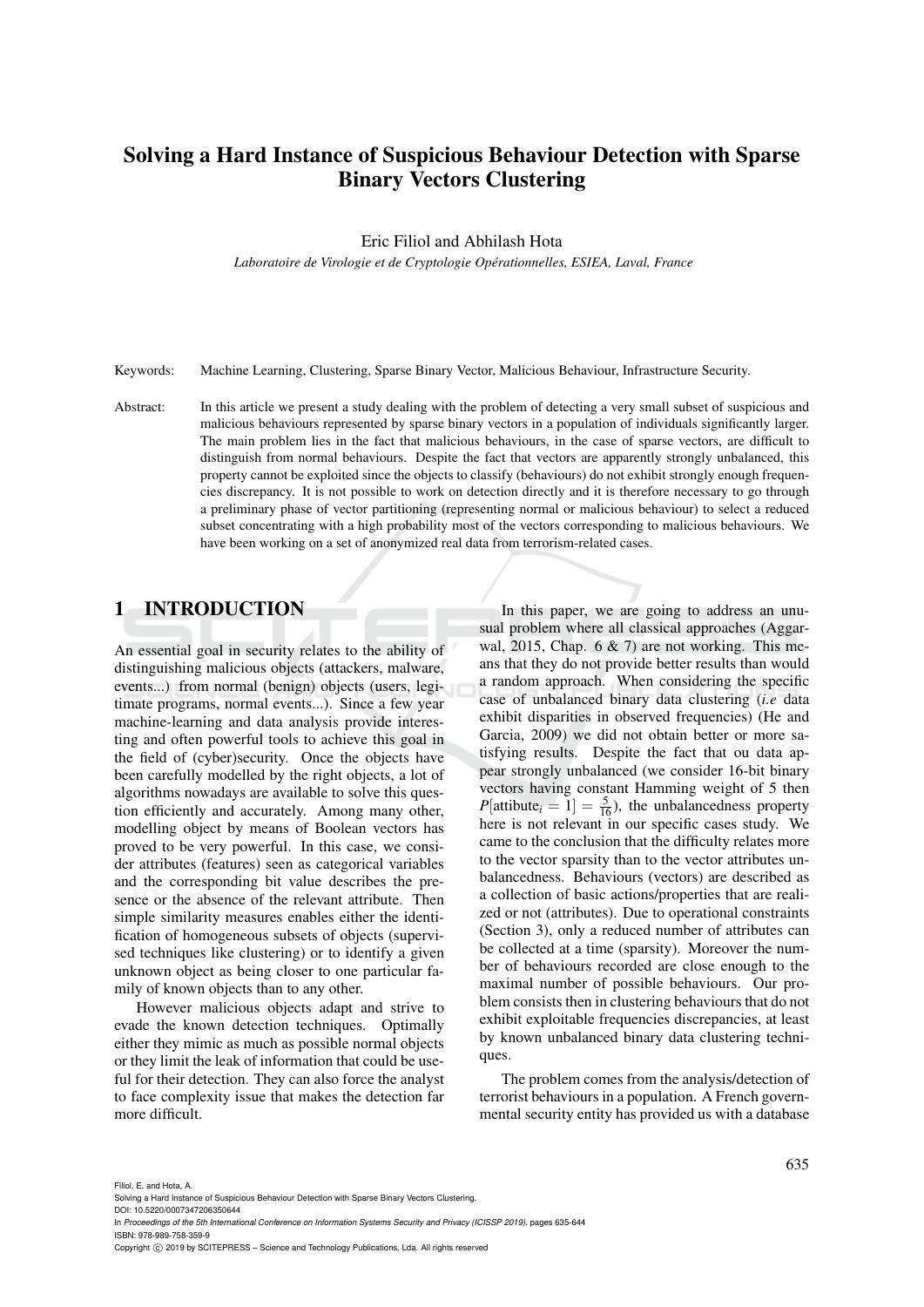# Solving a Hard Instance of Suspicious Behaviour Detection with Sparse Binary Vectors Clustering

Eric Filiol and Abhilash Hota

*Laboratoire de Virologie et de Cryptologie Opérationnelles, ESIEA, Laval, France*

Keywords: Machine Learning, Clustering, Sparse Binary Vector, Malicious Behaviour, Infrastructure Security.

Abstract: In this article we present a study dealing with the problem of detecting a very small subset of suspicious and malicious behaviours represented by sparse binary vectors in a population of individuals significantly larger. The main problem lies in the fact that malicious behaviours, in the case of sparse vectors, are difficult to distinguish from normal behaviours. Despite the fact that vectors are apparently strongly unbalanced, this property cannot be exploited since the objects to classify (behaviours) do not exhibit strongly enough frequencies discrepancy. It is not possible to work on detection directly and it is therefore necessary to go through a preliminary phase of vector partitioning (representing normal or malicious behaviour) to select a reduced subset concentrating with a high probability most of the vectors corresponding to malicious behaviours. We have been working on a set of anonymized real data from terrorism-related cases.

## 1 INTRODUCTION

An essential goal in security relates to the ability of distinguishing malicious objects (attackers, malware, events...) from normal (benign) objects (users, legitimate programs, normal events...). Since a few year machine-learning and data analysis provide interesting and often powerful tools to achieve this goal in the field of (cyber)security. Once the objects have been carefully modelled by the right objects, a lot of algorithms nowadays are available to solve this question efficiently and accurately. Among many other, modelling object by means of Boolean vectors has proved to be very powerful. In this case, we consider attributes (features) seen as categorical variables and the corresponding bit value describes the presence or the absence of the relevant attribute. Then simple similarity measures enables either the identification of homogeneous subsets of objects (supervised techniques like clustering) or to identify a given unknown object as being closer to one particular family of known objects than to any other.

However malicious objects adapt and strive to evade the known detection techniques. Optimally either they mimic as much as possible normal objects or they limit the leak of information that could be useful for their detection. They can also force the analyst to face complexity issue that makes the detection far more difficult.

In this paper, we are going to address an unusual problem where all classical approaches (Aggarwal, 2015, Chap. 6 & 7) are not working. This means that they do not provide better results than would a random approach. When considering the specific case of unbalanced binary data clustering (*i.e* data exhibit disparities in observed frequencies) (He and Garcia, 2009) we did not obtain better or more satisfying results. Despite the fact that ou data appear strongly unbalanced (we consider 16-bit binary vectors having constant Hamming weight of 5 then $P[\text{attibute}_i = 1] = \frac{5}{16}$), the unbalancedness property here is not relevant in our specific cases study. We came to the conclusion that the difficulty relates more to the vector sparsity than to the vector attributes unbalancedness. Behaviours (vectors) are described as a collection of basic actions/properties that are realized or not (attributes). Due to operational constraints (Section 3), only a reduced number of attributes can be collected at a time (sparsity). Moreover the number of behaviours recorded are close enough to the maximal number of possible behaviours. Our problem consists then in clustering behaviours that do not exhibit exploitable frequencies discrepancies, at least by known unbalanced binary data clustering techniques.

The problem comes from the analysis/detection of terrorist behaviours in a population. A French governmental security entity has provided us with a database

Filiol, E. and Hota, A.
Solving a Hard Instance of Suspicious Behaviour Detection with Sparse Binary Vectors Clustering.
DOI: 10.5220/0007347206350644
In *Proceedings of the 5th International Conference on Information Systems Security and Privacy (ICISSP 2019)*, pages 635-644
ISBN: 978-989-758-359-9
Copyright © 2019 by SCITEPRESS – Science and Technology Publications, Lda. All rights reserved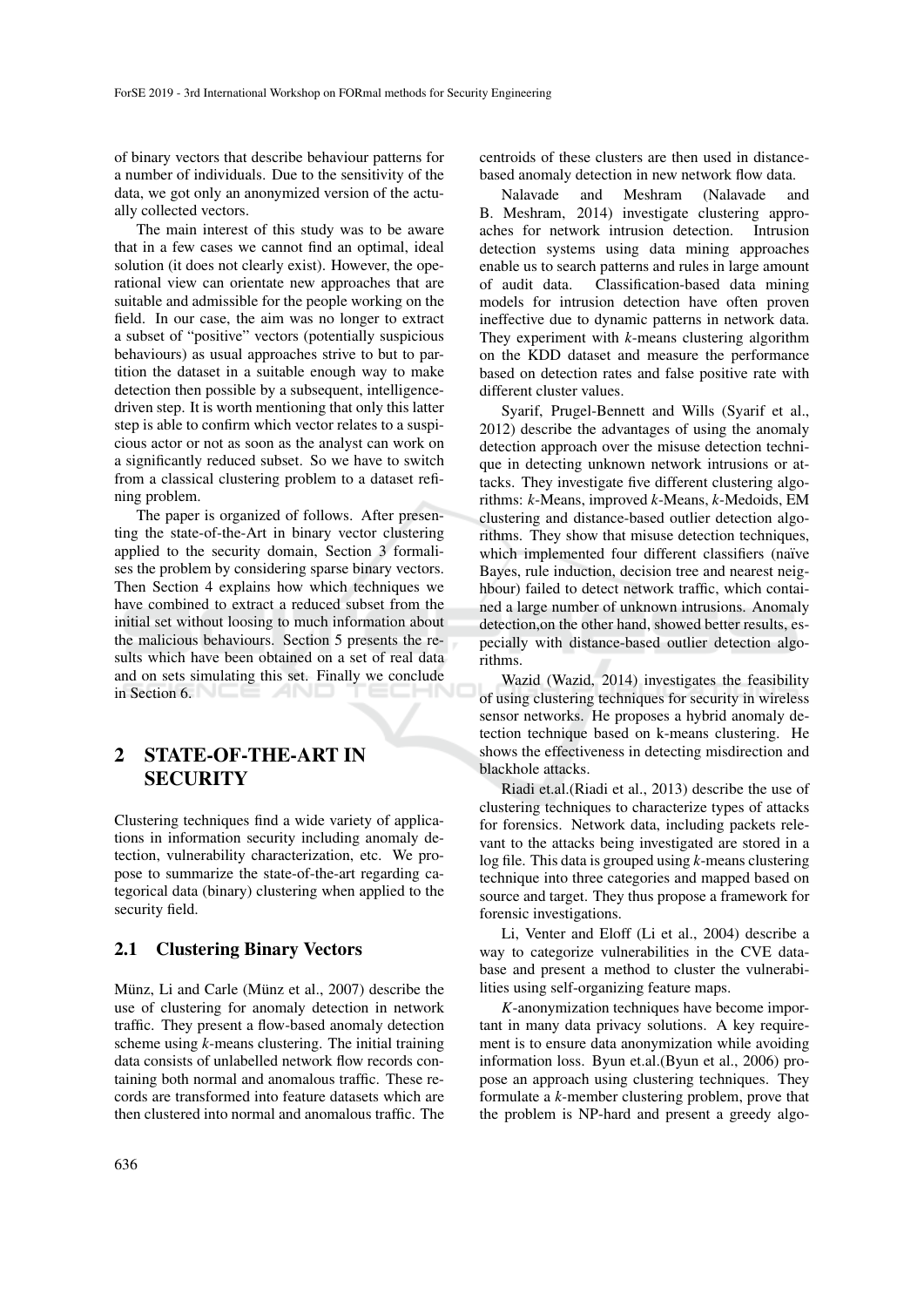of binary vectors that describe behaviour patterns for a number of individuals. Due to the sensitivity of the data, we got only an anonymized version of the actually collected vectors.

The main interest of this study was to be aware that in a few cases we cannot find an optimal, ideal solution (it does not clearly exist). However, the operational view can orientate new approaches that are suitable and admissible for the people working on the field. In our case, the aim was no longer to extract a subset of "positive" vectors (potentially suspicious behaviours) as usual approaches strive to but to partition the dataset in a suitable enough way to make detection then possible by a subsequent, intelligence-driven step. It is worth mentioning that only this latter step is able to confirm which vector relates to a suspicious actor or not as soon as the analyst can work on a significantly reduced subset. So we have to switch from a classical clustering problem to a dataset refining problem.

The paper is organized of follows. After presenting the state-of-the-Art in binary vector clustering applied to the security domain, Section 3 formalises the problem by considering sparse binary vectors. Then Section 4 explains how which techniques we have combined to extract a reduced subset from the initial set without loosing to much information about the malicious behaviours. Section 5 presents the results which have been obtained on a set of real data and on sets simulating this set. Finally we conclude in Section 6.

## 2 STATE-OF-THE-ART IN SECURITY

Clustering techniques find a wide variety of applications in information security including anomaly detection, vulnerability characterization, etc. We propose to summarize the state-of-the-art regarding categorical data (binary) clustering when applied to the security field.

### 2.1 Clustering Binary Vectors

Münz, Li and Carle (Münz et al., 2007) describe the use of clustering for anomaly detection in network traffic. They present a flow-based anomaly detection scheme using *k*-means clustering. The initial training data consists of unlabelled network flow records containing both normal and anomalous traffic. These records are transformed into feature datasets which are then clustered into normal and anomalous traffic. The centroids of these clusters are then used in distance-based anomaly detection in new network flow data.

Nalavade and Meshram (Nalavade and B. Meshram, 2014) investigate clustering approaches for network intrusion detection. Intrusion detection systems using data mining approaches enable us to search patterns and rules in large amount of audit data. Classification-based data mining models for intrusion detection have often proven ineffective due to dynamic patterns in network data. They experiment with *k*-means clustering algorithm on the KDD dataset and measure the performance based on detection rates and false positive rate with different cluster values.

Syarif, Prugel-Bennett and Wills (Syarif et al., 2012) describe the advantages of using the anomaly detection approach over the misuse detection technique in detecting unknown network intrusions or attacks. They investigate five different clustering algorithms: *k*-Means, improved *k*-Means, *k*-Medoids, EM clustering and distance-based outlier detection algorithms. They show that misuse detection techniques, which implemented four different classifiers (naïve Bayes, rule induction, decision tree and nearest neighbour) failed to detect network traffic, which contained a large number of unknown intrusions. Anomaly detection,on the other hand, showed better results, especially with distance-based outlier detection algorithms.

Wazid (Wazid, 2014) investigates the feasibility of using clustering techniques for security in wireless sensor networks. He proposes a hybrid anomaly detection technique based on k-means clustering. He shows the effectiveness in detecting misdirection and blackhole attacks.

Riadi et.al.(Riadi et al., 2013) describe the use of clustering techniques to characterize types of attacks for forensics. Network data, including packets relevant to the attacks being investigated are stored in a log file. This data is grouped using *k*-means clustering technique into three categories and mapped based on source and target. They thus propose a framework for forensic investigations.

Li, Venter and Eloff (Li et al., 2004) describe a way to categorize vulnerabilities in the CVE database and present a method to cluster the vulnerabilities using self-organizing feature maps.

*K*-anonymization techniques have become important in many data privacy solutions. A key requirement is to ensure data anonymization while avoiding information loss. Byun et.al.(Byun et al., 2006) propose an approach using clustering techniques. They formulate a *k*-member clustering problem, prove that the problem is NP-hard and present a greedy algo-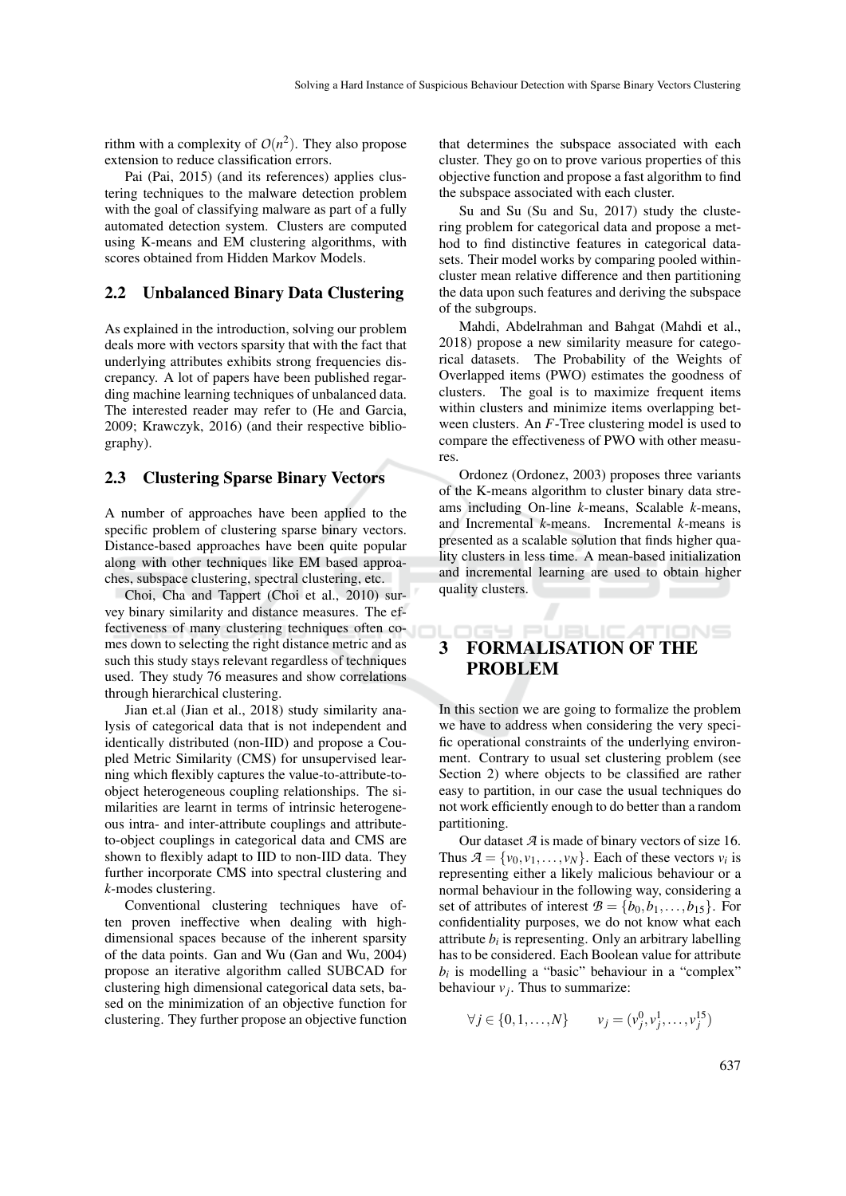rithm with a complexity of $O(n^2)$. They also propose extension to reduce classification errors.

Pai (Pai, 2015) (and its references) applies clustering techniques to the malware detection problem with the goal of classifying malware as part of a fully automated detection system. Clusters are computed using K-means and EM clustering algorithms, with scores obtained from Hidden Markov Models.

### 2.2 Unbalanced Binary Data Clustering

As explained in the introduction, solving our problem deals more with vectors sparsity that with the fact that underlying attributes exhibits strong frequencies discrepancy. A lot of papers have been published regarding machine learning techniques of unbalanced data. The interested reader may refer to (He and Garcia, 2009; Krawczyk, 2016) (and their respective bibliography).

### 2.3 Clustering Sparse Binary Vectors

A number of approaches have been applied to the specific problem of clustering sparse binary vectors. Distance-based approaches have been quite popular along with other techniques like EM based approaches, subspace clustering, spectral clustering, etc.

Choi, Cha and Tappert (Choi et al., 2010) survey binary similarity and distance measures. The effectiveness of many clustering techniques often comes down to selecting the right distance metric and as such this study stays relevant regardless of techniques used. They study 76 measures and show correlations through hierarchical clustering.

Jian et.al (Jian et al., 2018) study similarity analysis of categorical data that is not independent and identically distributed (non-IID) and propose a Coupled Metric Similarity (CMS) for unsupervised learning which flexibly captures the value-to-attribute-to-object heterogeneous coupling relationships. The similarities are learnt in terms of intrinsic heterogeneous intra- and inter-attribute couplings and attribute-to-object couplings in categorical data and CMS are shown to flexibly adapt to IID to non-IID data. They further incorporate CMS into spectral clustering and *k*-modes clustering.

Conventional clustering techniques have often proven ineffective when dealing with high-dimensional spaces because of the inherent sparsity of the data points. Gan and Wu (Gan and Wu, 2004) propose an iterative algorithm called SUBCAD for clustering high dimensional categorical data sets, based on the minimization of an objective function for clustering. They further propose an objective function that determines the subspace associated with each cluster. They go on to prove various properties of this objective function and propose a fast algorithm to find the subspace associated with each cluster.

Su and Su (Su and Su, 2017) study the clustering problem for categorical data and propose a method to find distinctive features in categorical datasets. Their model works by comparing pooled within-cluster mean relative difference and then partitioning the data upon such features and deriving the subspace of the subgroups.

Mahdi, Abdelrahman and Bahgat (Mahdi et al., 2018) propose a new similarity measure for categorical datasets. The Probability of the Weights of Overlapped items (PWO) estimates the goodness of clusters. The goal is to maximize frequent items within clusters and minimize items overlapping between clusters. An $F$-Tree clustering model is used to compare the effectiveness of PWO with other measures.

Ordonez (Ordonez, 2003) proposes three variants of the K-means algorithm to cluster binary data streams including On-line *k*-means, Scalable *k*-means, and Incremental *k*-means. Incremental *k*-means is presented as a scalable solution that finds higher quality clusters in less time. A mean-based initialization and incremental learning are used to obtain higher quality clusters.

## 3 FORMALISATION OF THE PROBLEM

In this section we are going to formalize the problem we have to address when considering the very specific operational constraints of the underlying environment. Contrary to usual set clustering problem (see Section 2) where objects to be classified are rather easy to partition, in our case the usual techniques do not work efficiently enough to do better than a random partitioning.

Our dataset $\mathcal{A}$ is made of binary vectors of size 16. Thus $\mathcal{A} = \{v_0, v_1, \dots, v_N\}$. Each of these vectors $v_i$ is representing either a likely malicious behaviour or a normal behaviour in the following way, considering a set of attributes of interest $\mathcal{B} = \{b_0, b_1, \dots, b_{15}\}$. For confidentiality purposes, we do not know what each attribute $b_i$ is representing. Only an arbitrary labelling has to be considered. Each Boolean value for attribute $b_i$ is modelling a "basic" behaviour in a "complex" behaviour $v_j$. Thus to summarize:

$$\forall j \in \{0, 1, \dots, N\} \qquad v_j = (v_j^0, v_j^1, \dots, v_j^{15})$$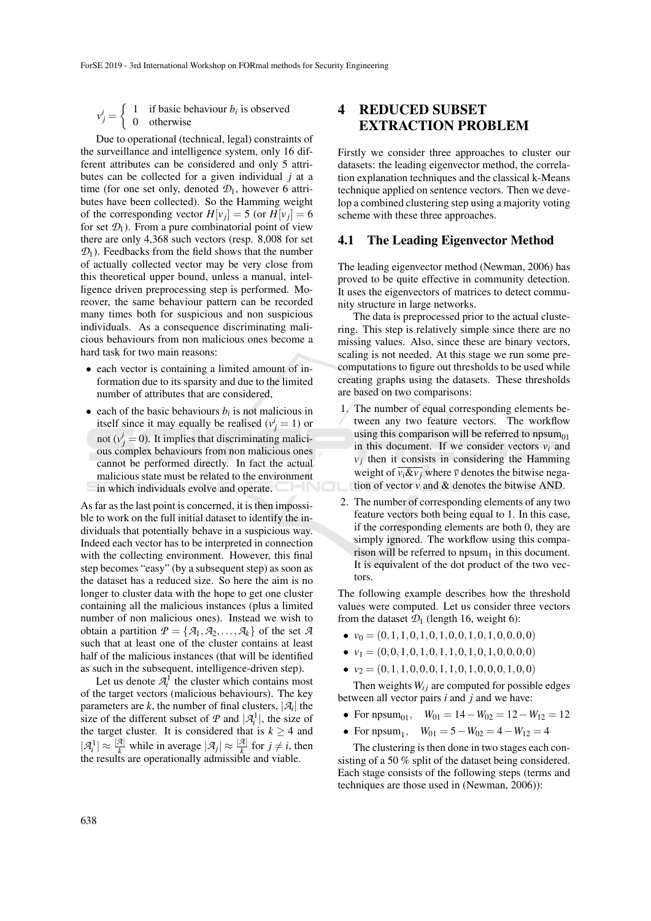$$v_j^i = \begin{cases} 1 & \text{if basic behaviour } b_i \text{ is observed} \\ 0 & \text{otherwise} \end{cases}$$

Due to operational (technical, legal) constraints of the surveillance and intelligence system, only 16 different attributes can be considered and only 5 attributes can be collected for a given individual $j$ at a time (for one set only, denoted $\mathcal{D}_1$, however 6 attributes have been collected). So the Hamming weight of the corresponding vector $H[v_j] = 5$ (or $H[v_j] = 6$ for set $\mathcal{D}_1$). From a pure combinatorial point of view there are only 4,368 such vectors (resp. 8,008 for set $\mathcal{D}_1$). Feedbacks from the field shows that the number of actually collected vector may be very close from this theoretical upper bound, unless a manual, intelligence driven preprocessing step is performed. Moreover, the same behaviour pattern can be recorded many times both for suspicious and non suspicious individuals. As a consequence discriminating malicious behaviours from non malicious ones become a hard task for two main reasons:

- each vector is containing a limited amount of information due to its sparsity and due to the limited number of attributes that are considered,
- each of the basic behaviours $b_i$ is not malicious in itself since it may equally be realised ($v_j^i = 1$) or not ($v_j^i = 0$). It implies that discriminating malicious complex behaviours from non malicious ones cannot be performed directly. In fact the actual malicious state must be related to the environment in which individuals evolve and operate.

As far as the last point is concerned, it is then impossible to work on the full initial dataset to identify the individuals that potentially behave in a suspicious way. Indeed each vector has to be interpreted in connection with the collecting environment. However, this final step becomes "easy" (by a subsequent step) as soon as the dataset has a reduced size. So here the aim is no longer to cluster data with the hope to get one cluster containing all the malicious instances (plus a limited number of non malicious ones). Instead we wish to obtain a partition $\mathcal{P} = \{\mathcal{A}_1, \mathcal{A}_2, \ldots, \mathcal{A}_k\}$ of the set $\mathcal{A}$ such that at least one of the cluster contains at least half of the malicious instances (that will be identified as such in the subsequent, intelligence-driven step).

Let us denote $\mathcal{A}_i^1$ the cluster which contains most of the target vectors (malicious behaviours). The key parameters are $k$, the number of final clusters, $|\mathcal{A}_i|$ the size of the different subset of $\mathcal{P}$ and $|\mathcal{A}_i^1|$, the size of the target cluster. It is considered that is $k \geq 4$ and $|\mathcal{A}_i^1| \approx \frac{|\mathcal{A}|}{k}$ while in average $|\mathcal{A}_j| \approx \frac{|\mathcal{A}|}{k}$ for $j \neq i$, then the results are operationally admissible and viable.

# 4 REDUCED SUBSET EXTRACTION PROBLEM

Firstly we consider three approaches to cluster our datasets: the leading eigenvector method, the correlation explanation techniques and the classical k-Means technique applied on sentence vectors. Then we develop a combined clustering step using a majority voting scheme with these three approaches.

## 4.1 The Leading Eigenvector Method

The leading eigenvector method (Newman, 2006) has proved to be quite effective in community detection. It uses the eigenvectors of matrices to detect community structure in large networks.

The data is preprocessed prior to the actual clustering. This step is relatively simple since there are no missing values. Also, since these are binary vectors, scaling is not needed. At this stage we run some precomputations to figure out thresholds to be used while creating graphs using the datasets. These thresholds are based on two comparisons:

1. The number of equal corresponding elements between any two feature vectors. The workflow using this comparison will be referred to $\text{npsum}_{01}$ in this document. If we consider vectors $v_i$ and $v_j$ then it consists in considering the Hamming weight of $\overline{v_i \& v_j}$ where $\overline{v}$ denotes the bitwise negation of vector $v$ and & denotes the bitwise AND.
2. The number of corresponding elements of any two feature vectors both being equal to 1. In this case, if the corresponding elements are both 0, they are simply ignored. The workflow using this comparison will be referred to $\text{npsum}_1$ in this document. It is equivalent of the dot product of the two vectors.

The following example describes how the threshold values were computed. Let us consider three vectors from the dataset $\mathcal{D}_1$ (length 16, weight 6):

- $v_0 = (0,1,1,0,1,0,1,0,0,1,0,1,0,0,0,0)$
- $v_1 = (0,0,1,0,1,0,1,1,0,1,0,1,0,0,0,0)$
- $v_2 = (0,1,1,0,0,0,1,1,0,1,0,0,0,1,0,0)$

Then weights $W_{ij}$ are computed for possible edges between all vector pairs $i$ and $j$ and we have:

- For $\text{npsum}_{01}$, $\quad W_{01} = 14 - W_{02} = 12 - W_{12} = 12$
- For $\text{npsum}_1$, $\quad W_{01} = 5 - W_{02} = 4 - W_{12} = 4$

The clustering is then done in two stages each consisting of a 50 % split of the dataset being considered. Each stage consists of the following steps (terms and techniques are those used in (Newman, 2006)):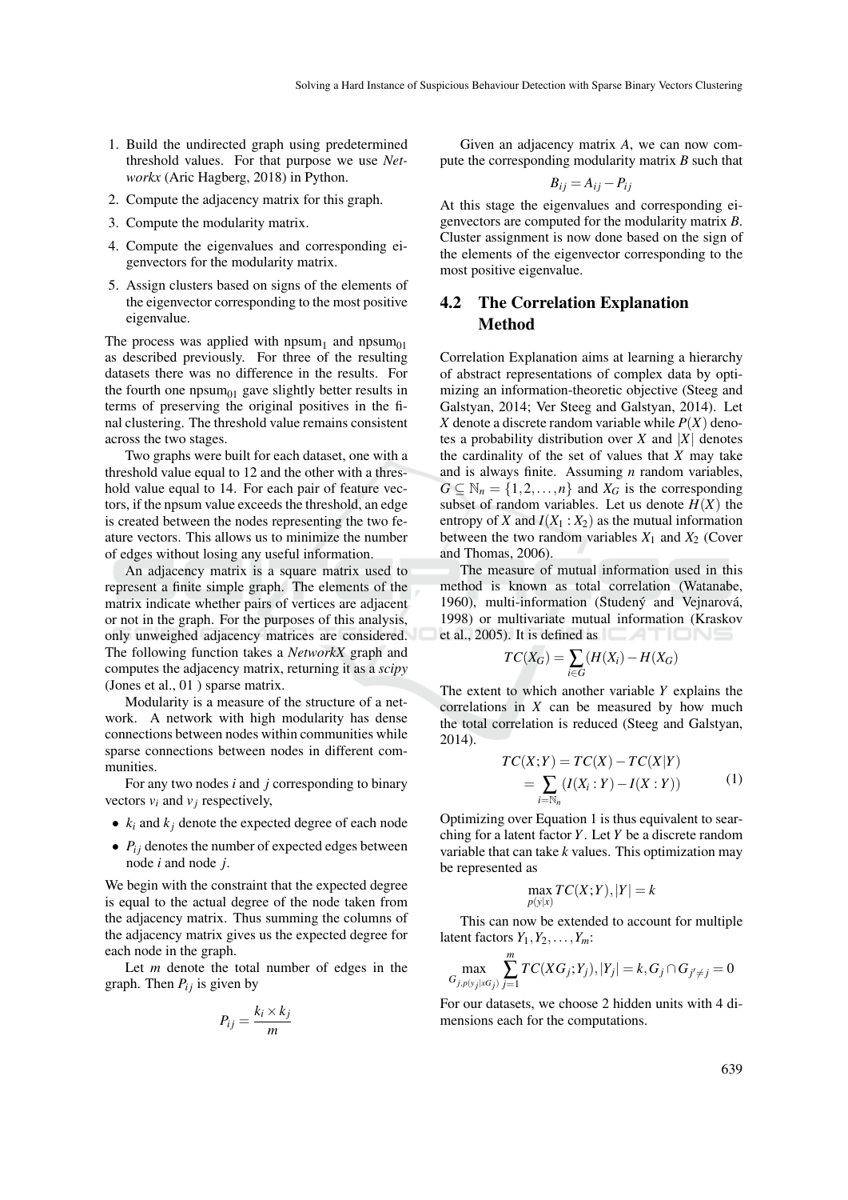1. Build the undirected graph using predetermined threshold values. For that purpose we use *Networkx* (Aric Hagberg, 2018) in Python.
2. Compute the adjacency matrix for this graph.
3. Compute the modularity matrix.
4. Compute the eigenvalues and corresponding eigenvectors for the modularity matrix.
5. Assign clusters based on signs of the elements of the eigenvector corresponding to the most positive eigenvalue.

The process was applied with $\text{npsum}_1$ and $\text{npsum}_{01}$ as described previously. For three of the resulting datasets there was no difference in the results. For the fourth one $\text{npsum}_{01}$ gave slightly better results in terms of preserving the original positives in the final clustering. The threshold value remains consistent across the two stages.

Two graphs were built for each dataset, one with a threshold value equal to 12 and the other with a threshold value equal to 14. For each pair of feature vectors, if the npsum value exceeds the threshold, an edge is created between the nodes representing the two feature vectors. This allows us to minimize the number of edges without losing any useful information.

An adjacency matrix is a square matrix used to represent a finite simple graph. The elements of the matrix indicate whether pairs of vertices are adjacent or not in the graph. For the purposes of this analysis, only unweighed adjacency matrices are considered. The following function takes a *NetworkX* graph and computes the adjacency matrix, returning it as a *scipy* (Jones et al., 01 ) sparse matrix.

Modularity is a measure of the structure of a network. A network with high modularity has dense connections between nodes within communities while sparse connections between nodes in different communities.

For any two nodes $i$ and $j$ corresponding to binary vectors $v_i$ and $v_j$ respectively,

- $k_i$ and $k_j$ denote the expected degree of each node
- $P_{ij}$ denotes the number of expected edges between node $i$ and node $j$.

We begin with the constraint that the expected degree is equal to the actual degree of the node taken from the adjacency matrix. Thus summing the columns of the adjacency matrix gives us the expected degree for each node in the graph.

Let $m$ denote the total number of edges in the graph. Then $P_{ij}$ is given by

$$P_{ij} = \frac{k_i \times k_j}{m}$$

Given an adjacency matrix $A$, we can now compute the corresponding modularity matrix $B$ such that

$$B_{ij} = A_{ij} - P_{ij}$$

At this stage the eigenvalues and corresponding eigenvectors are computed for the modularity matrix $B$. Cluster assignment is now done based on the sign of the elements of the eigenvector corresponding to the most positive eigenvalue.

## 4.2 The Correlation Explanation Method

Correlation Explanation aims at learning a hierarchy of abstract representations of complex data by optimizing an information-theoretic objective (Steeg and Galstyan, 2014; Ver Steeg and Galstyan, 2014). Let $X$ denote a discrete random variable while $P(X)$ denotes a probability distribution over $X$ and $|X|$ denotes the cardinality of the set of values that $X$ may take and is always finite. Assuming $n$ random variables, $G \subseteq \mathbb{N}_n = \{1, 2, \ldots, n\}$ and $X_G$ is the corresponding subset of random variables. Let us denote $H(X)$ the entropy of $X$ and $I(X_1 : X_2)$ as the mutual information between the two random variables $X_1$ and $X_2$ (Cover and Thomas, 2006).

The measure of mutual information used in this method is known as total correlation (Watanabe, 1960), multi-information (Studený and Vejnarová, 1998) or multivariate mutual information (Kraskov et al., 2005). It is defined as

$$TC(X_G) = \sum_{i \in G} (H(X_i) - H(X_G))$$

The extent to which another variable $Y$ explains the correlations in $X$ can be measured by how much the total correlation is reduced (Steeg and Galstyan, 2014).

$$\begin{aligned} TC(X;Y) &= TC(X) - TC(X|Y) \\ &= \sum_{i = \mathbb{N}_n} (I(X_i : Y) - I(X : Y)) \end{aligned} \tag{1}$$

Optimizing over Equation 1 is thus equivalent to searching for a latent factor $Y$. Let $Y$ be a discrete random variable that can take $k$ values. This optimization may be represented as

$$\max_{p(y|x)} TC(X;Y), |Y| = k$$

This can now be extended to account for multiple latent factors $Y_1, Y_2, \ldots, Y_m$:

$$\max_{G_{j}, p(y_j|xG_j)} \sum_{j=1}^{m} TC(XG_j; Y_j), |Y_j| = k, G_j \cap G_{j' \neq j} = 0$$

For our datasets, we choose 2 hidden units with 4 dimensions each for the computations.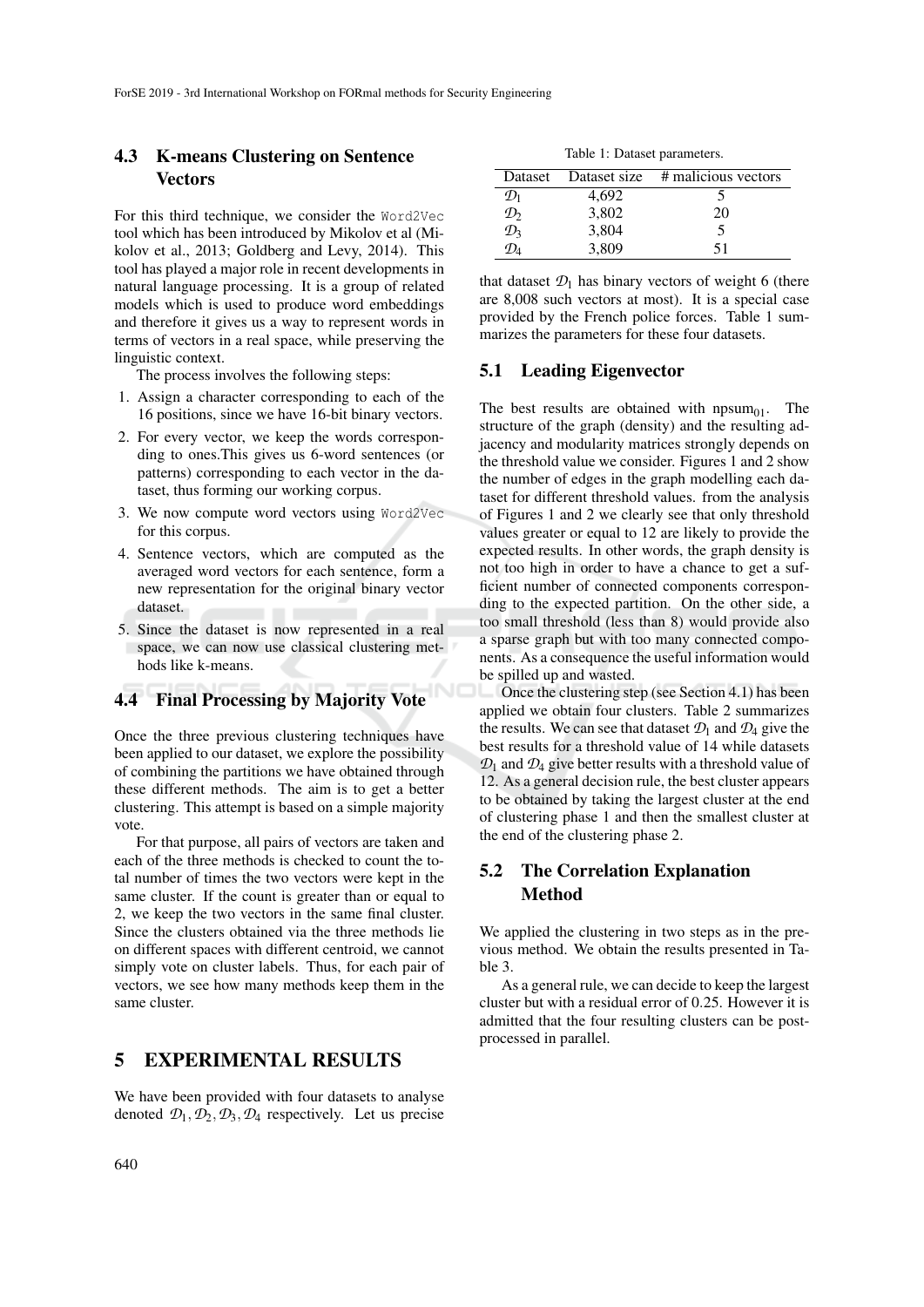### 4.3 K-means Clustering on Sentence Vectors

For this third technique, we consider the `Word2Vec` tool which has been introduced by Mikolov et al (Mikolov et al., 2013; Goldberg and Levy, 2014). This tool has played a major role in recent developments in natural language processing. It is a group of related models which is used to produce word embeddings and therefore it gives us a way to represent words in terms of vectors in a real space, while preserving the linguistic context.

The process involves the following steps:

1. Assign a character corresponding to each of the 16 positions, since we have 16-bit binary vectors.
2. For every vector, we keep the words corresponding to ones.This gives us 6-word sentences (or patterns) corresponding to each vector in the dataset, thus forming our working corpus.
3. We now compute word vectors using `Word2Vec` for this corpus.
4. Sentence vectors, which are computed as the averaged word vectors for each sentence, form a new representation for the original binary vector dataset.
5. Since the dataset is now represented in a real space, we can now use classical clustering methods like k-means.

### 4.4 Final Processing by Majority Vote

Once the three previous clustering techniques have been applied to our dataset, we explore the possibility of combining the partitions we have obtained through these different methods. The aim is to get a better clustering. This attempt is based on a simple majority vote.

For that purpose, all pairs of vectors are taken and each of the three methods is checked to count the total number of times the two vectors were kept in the same cluster. If the count is greater than or equal to 2, we keep the two vectors in the same final cluster. Since the clusters obtained via the three methods lie on different spaces with different centroid, we cannot simply vote on cluster labels. Thus, for each pair of vectors, we see how many methods keep them in the same cluster.

## 5 EXPERIMENTAL RESULTS

We have been provided with four datasets to analyse denoted $\mathcal{D}_1, \mathcal{D}_2, \mathcal{D}_3, \mathcal{D}_4$ respectively. Let us precise that dataset $\mathcal{D}_1$ has binary vectors of weight 6 (there are 8,008 such vectors at most). It is a special case provided by the French police forces. Table 1 summarizes the parameters for these four datasets.

Table 1: Dataset parameters.

| Dataset | Dataset size | # malicious vectors |
|---|---|---|
| $\mathcal{D}_1$ | 4,692 | 5 |
| $\mathcal{D}_2$ | 3,802 | 20 |
| $\mathcal{D}_3$ | 3,804 | 5 |
| $\mathcal{D}_4$ | 3,809 | 51 |

### 5.1 Leading Eigenvector

The best results are obtained with $\text{npsum}_{01}$. The structure of the graph (density) and the resulting adjacency and modularity matrices strongly depends on the threshold value we consider. Figures 1 and 2 show the number of edges in the graph modelling each dataset for different threshold values. from the analysis of Figures 1 and 2 we clearly see that only threshold values greater or equal to 12 are likely to provide the expected results. In other words, the graph density is not too high in order to have a chance to get a sufficient number of connected components corresponding to the expected partition. On the other side, a too small threshold (less than 8) would provide also a sparse graph but with too many connected components. As a consequence the useful information would be spilled up and wasted.

Once the clustering step (see Section 4.1) has been applied we obtain four clusters. Table 2 summarizes the results. We can see that dataset $\mathcal{D}_1$ and $\mathcal{D}_4$ give the best results for a threshold value of 14 while datasets $\mathcal{D}_1$ and $\mathcal{D}_4$ give better results with a threshold value of 12. As a general decision rule, the best cluster appears to be obtained by taking the largest cluster at the end of clustering phase 1 and then the smallest cluster at the end of the clustering phase 2.

### 5.2 The Correlation Explanation Method

We applied the clustering in two steps as in the previous method. We obtain the results presented in Table 3.

As a general rule, we can decide to keep the largest cluster but with a residual error of 0.25. However it is admitted that the four resulting clusters can be post-processed in parallel.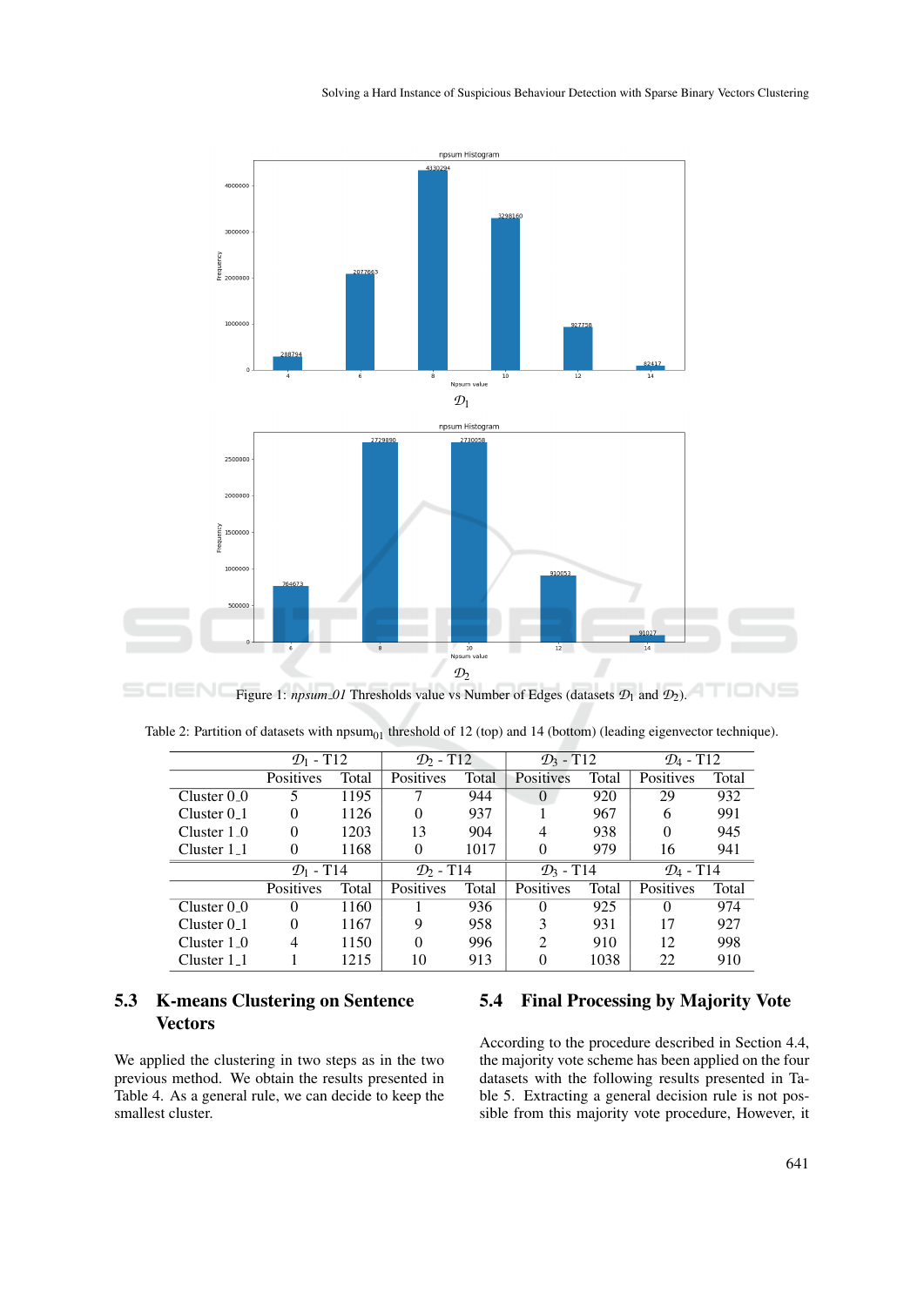Figure 1: *npsum_01* Thresholds value vs Number of Edges (datasets $\mathcal{D}_1$ and $\mathcal{D}_2$).

Table 2: Partition of datasets with $\text{npsum}_{01}$ threshold of 12 (top) and 14 (bottom) (leading eigenvector technique).

| | $\mathcal{D}_1$ - T12 | | $\mathcal{D}_2$ - T12 | | $\mathcal{D}_3$ - T12 | | $\mathcal{D}_4$ - T12 | |
|---|---|---|---|---|---|---|---|---|
| | Positives | Total | Positives | Total | Positives | Total | Positives | Total |
| Cluster 0_0 | 5 | 1195 | 7 | 944 | 0 | 920 | 29 | 932 |
| Cluster 0_1 | 0 | 1126 | 0 | 937 | 1 | 967 | 6 | 991 |
| Cluster 1_0 | 0 | 1203 | 13 | 904 | 4 | 938 | 0 | 945 |
| Cluster 1_1 | 0 | 1168 | 0 | 1017 | 0 | 979 | 16 | 941 |
| | $\mathcal{D}_1$ - T14 | | $\mathcal{D}_2$ - T14 | | $\mathcal{D}_3$ - T14 | | $\mathcal{D}_4$ - T14 | |
| | Positives | Total | Positives | Total | Positives | Total | Positives | Total |
| Cluster 0_0 | 0 | 1160 | 1 | 936 | 0 | 925 | 0 | 974 |
| Cluster 0_1 | 0 | 1167 | 9 | 958 | 3 | 931 | 17 | 927 |
| Cluster 1_0 | 4 | 1150 | 0 | 996 | 2 | 910 | 12 | 998 |
| Cluster 1_1 | 1 | 1215 | 10 | 913 | 0 | 1038 | 22 | 910 |

### 5.3 K-means Clustering on Sentence Vectors

We applied the clustering in two steps as in the two previous method. We obtain the results presented in Table 4. As a general rule, we can decide to keep the smallest cluster.

### 5.4 Final Processing by Majority Vote

According to the procedure described in Section 4.4, the majority vote scheme has been applied on the four datasets with the following results presented in Table 5. Extracting a general decision rule is not possible from this majority vote procedure, However, it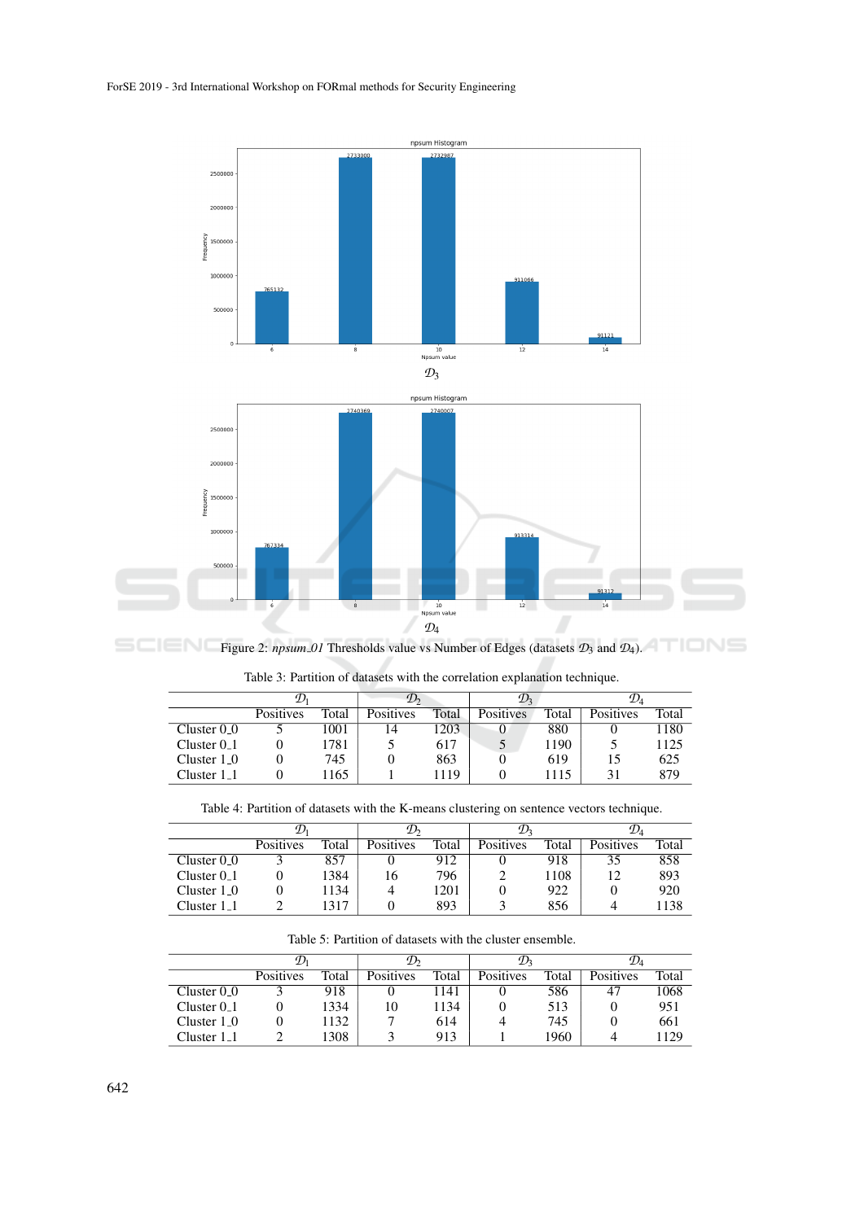Figure 2: *npsum_01* Thresholds value vs Number of Edges (datasets $\mathcal{D}_3$ and $\mathcal{D}_4$).

Table 3: Partition of datasets with the correlation explanation technique.

| | $\mathcal{D}_1$ | | $\mathcal{D}_2$ | | $\mathcal{D}_3$ | | $\mathcal{D}_4$ | |
|---|---|---|---|---|---|---|---|---|
| | Positives | Total | Positives | Total | Positives | Total | Positives | Total |
| Cluster 0_0 | 5 | 1001 | 14 | 1203 | 0 | 880 | 0 | 1180 |
| Cluster 0_1 | 0 | 1781 | 5 | 617 | 5 | 1190 | 5 | 1125 |
| Cluster 1_0 | 0 | 745 | 0 | 863 | 0 | 619 | 15 | 625 |
| Cluster 1_1 | 0 | 1165 | 1 | 1119 | 0 | 1115 | 31 | 879 |

Table 4: Partition of datasets with the K-means clustering on sentence vectors technique.

| | $\mathcal{D}_1$ | | $\mathcal{D}_2$ | | $\mathcal{D}_3$ | | $\mathcal{D}_4$ | |
|---|---|---|---|---|---|---|---|---|
| | Positives | Total | Positives | Total | Positives | Total | Positives | Total |
| Cluster 0_0 | 3 | 857 | 0 | 912 | 0 | 918 | 35 | 858 |
| Cluster 0_1 | 0 | 1384 | 16 | 796 | 2 | 1108 | 12 | 893 |
| Cluster 1_0 | 0 | 1134 | 4 | 1201 | 0 | 922 | 0 | 920 |
| Cluster 1_1 | 2 | 1317 | 0 | 893 | 3 | 856 | 4 | 1138 |

Table 5: Partition of datasets with the cluster ensemble.

| | $\mathcal{D}_1$ | | $\mathcal{D}_2$ | | $\mathcal{D}_3$ | | $\mathcal{D}_4$ | |
|---|---|---|---|---|---|---|---|---|
| | Positives | Total | Positives | Total | Positives | Total | Positives | Total |
| Cluster 0_0 | 3 | 918 | 0 | 1141 | 0 | 586 | 47 | 1068 |
| Cluster 0_1 | 0 | 1334 | 10 | 1134 | 0 | 513 | 0 | 951 |
| Cluster 1_0 | 0 | 1132 | 7 | 614 | 4 | 745 | 0 | 661 |
| Cluster 1_1 | 2 | 1308 | 3 | 913 | 1 | 1960 | 4 | 1129 |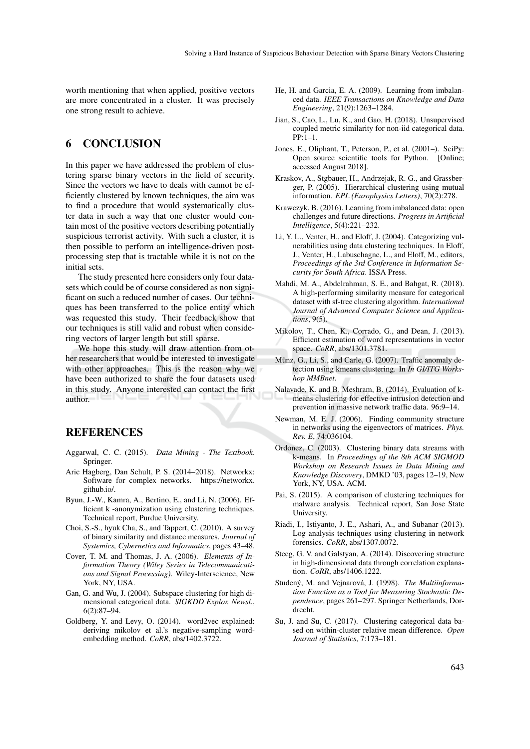worth mentioning that when applied, positive vectors are more concentrated in a cluster. It was precisely one strong result to achieve.

## 6 CONCLUSION

In this paper we have addressed the problem of clustering sparse binary vectors in the field of security. Since the vectors we have to deals with cannot be efficiently clustered by known techniques, the aim was to find a procedure that would systematically cluster data in such a way that one cluster would contain most of the positive vectors describing potentially suspicious terrorist activity. With such a cluster, it is then possible to perform an intelligence-driven post-processing step that is tractable while it is not on the initial sets.

The study presented here considers only four datasets which could be of course considered as non significant on such a reduced number of cases. Our techniques has been transferred to the police entity which was requested this study. Their feedback show that our techniques is still valid and robust when considering vectors of larger length but still sparse.

We hope this study will draw attention from other researchers that would be interested to investigate with other approaches. This is the reason why we have been authorized to share the four datasets used in this study. Anyone interested can contact the first author.

## REFERENCES

Aggarwal, C. C. (2015). *Data Mining - The Textbook*. Springer.

Aric Hagberg, Dan Schult, P. S. (2014–2018). Networkx: Software for complex networks. https://networkx.github.io/.

Byun, J.-W., Kamra, A., Bertino, E., and Li, N. (2006). Efficient k -anonymization using clustering techniques. Technical report, Purdue University.

Choi, S.-S., hyuk Cha, S., and Tappert, C. (2010). A survey of binary similarity and distance measures. *Journal of Systemics, Cybernetics and Informatics*, pages 43–48.

Cover, T. M. and Thomas, J. A. (2006). *Elements of Information Theory (Wiley Series in Telecommunications and Signal Processing)*. Wiley-Interscience, New York, NY, USA.

Gan, G. and Wu, J. (2004). Subspace clustering for high dimensional categorical data. *SIGKDD Explor. Newsl.*, 6(2):87–94.

Goldberg, Y. and Levy, O. (2014). word2vec explained: deriving mikolov et al.'s negative-sampling word-embedding method. *CoRR*, abs/1402.3722.

He, H. and Garcia, E. A. (2009). Learning from imbalanced data. *IEEE Transactions on Knowledge and Data Engineering*, 21(9):1263–1284.

Jian, S., Cao, L., Lu, K., and Gao, H. (2018). Unsupervised coupled metric similarity for non-iid categorical data. PP:1–1.

Jones, E., Oliphant, T., Peterson, P., et al. (2001–). SciPy: Open source scientific tools for Python. [Online; accessed August 2018].

Kraskov, A., Stgbauer, H., Andrzejak, R. G., and Grassberger, P. (2005). Hierarchical clustering using mutual information. *EPL (Europhysics Letters)*, 70(2):278.

Krawczyk, B. (2016). Learning from imbalanced data: open challenges and future directions. *Progress in Artificial Intelligence*, 5(4):221–232.

Li, Y. L., Venter, H., and Eloff, J. (2004). Categorizing vulnerabilities using data clustering techniques. In Eloff, J., Venter, H., Labuschagne, L., and Eloff, M., editors, *Proceedings of the 3rd Conference in Information Security for South Africa*. ISSA Press.

Mahdi, M. A., Abdelrahman, S. E., and Bahgat, R. (2018). A high-performing similarity measure for categorical dataset with sf-tree clustering algorithm. *International Journal of Advanced Computer Science and Applications*, 9(5).

Mikolov, T., Chen, K., Corrado, G., and Dean, J. (2013). Efficient estimation of word representations in vector space. *CoRR*, abs/1301.3781.

Münz, G., Li, S., and Carle, G. (2007). Traffic anomaly detection using kmeans clustering. In *In GI/ITG Workshop MMBnet*.

Nalavade, K. and B. Meshram, B. (2014). Evaluation of k-means clustering for effective intrusion detection and prevention in massive network traffic data. 96:9–14.

Newman, M. E. J. (2006). Finding community structure in networks using the eigenvectors of matrices. *Phys. Rev. E*, 74:036104.

Ordonez, C. (2003). Clustering binary data streams with k-means. In *Proceedings of the 8th ACM SIGMOD Workshop on Research Issues in Data Mining and Knowledge Discovery*, DMKD '03, pages 12–19, New York, NY, USA. ACM.

Pai, S. (2015). A comparison of clustering techniques for malware analysis. Technical report, San Jose State University.

Riadi, I., Istiyanto, J. E., Ashari, A., and Subanar (2013). Log analysis techniques using clustering in network forensics. *CoRR*, abs/1307.0072.

Steeg, G. V. and Galstyan, A. (2014). Discovering structure in high-dimensional data through correlation explanation. *CoRR*, abs/1406.1222.

Studený, M. and Vejnarová, J. (1998). *The Multiinformation Function as a Tool for Measuring Stochastic Dependence*, pages 261–297. Springer Netherlands, Dordrecht.

Su, J. and Su, C. (2017). Clustering categorical data based on within-cluster relative mean difference. *Open Journal of Statistics*, 7:173–181.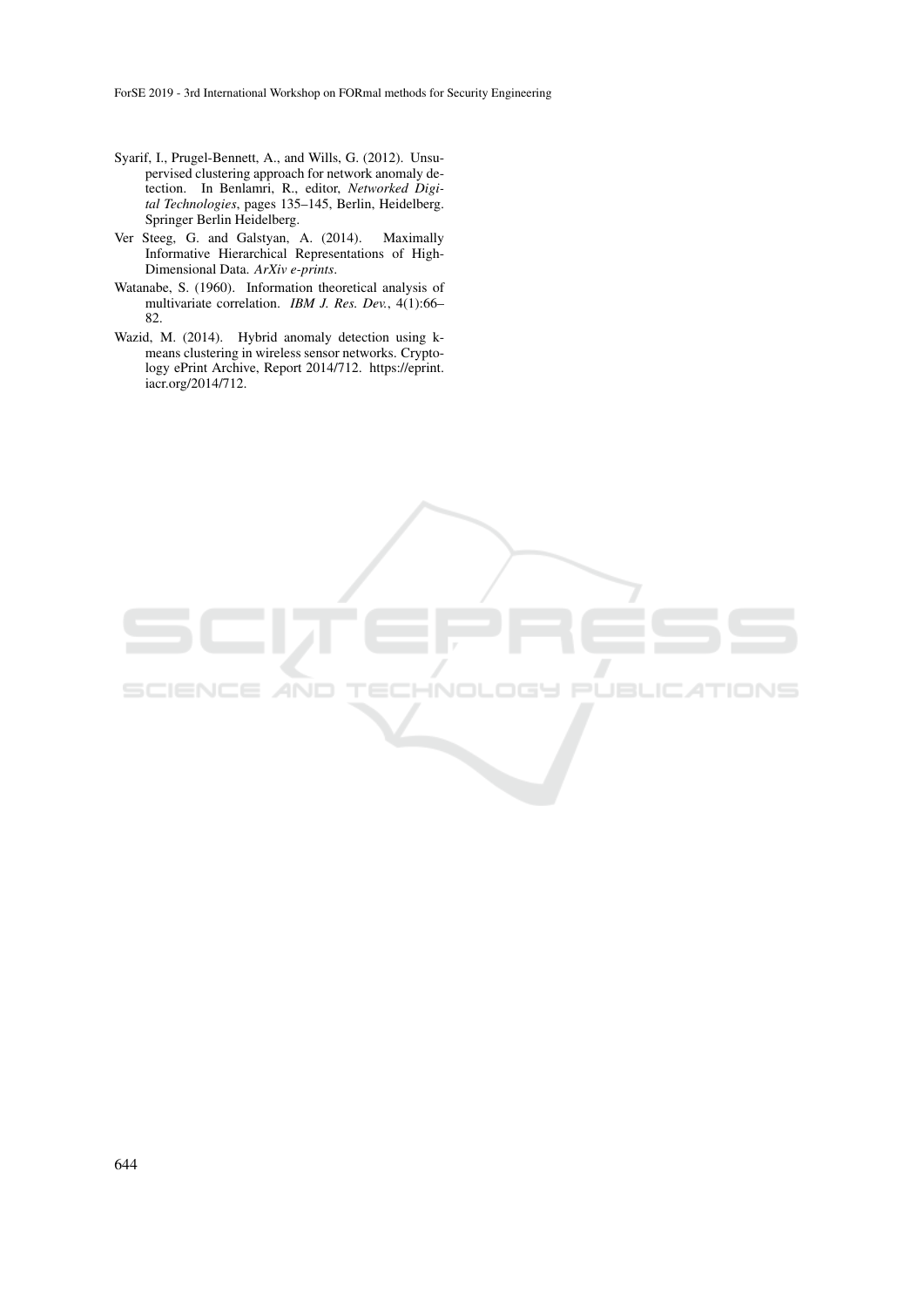Syarif, I., Prugel-Bennett, A., and Wills, G. (2012). Unsupervised clustering approach for network anomaly detection. In Benlamri, R., editor, *Networked Digital Technologies*, pages 135–145, Berlin, Heidelberg. Springer Berlin Heidelberg.

Ver Steeg, G. and Galstyan, A. (2014). Maximally Informative Hierarchical Representations of High-Dimensional Data. *ArXiv e-prints*.

Watanabe, S. (1960). Information theoretical analysis of multivariate correlation. *IBM J. Res. Dev.*, 4(1):66–82.

Wazid, M. (2014). Hybrid anomaly detection using k-means clustering in wireless sensor networks. Cryptology ePrint Archive, Report 2014/712. https://eprint.iacr.org/2014/712.